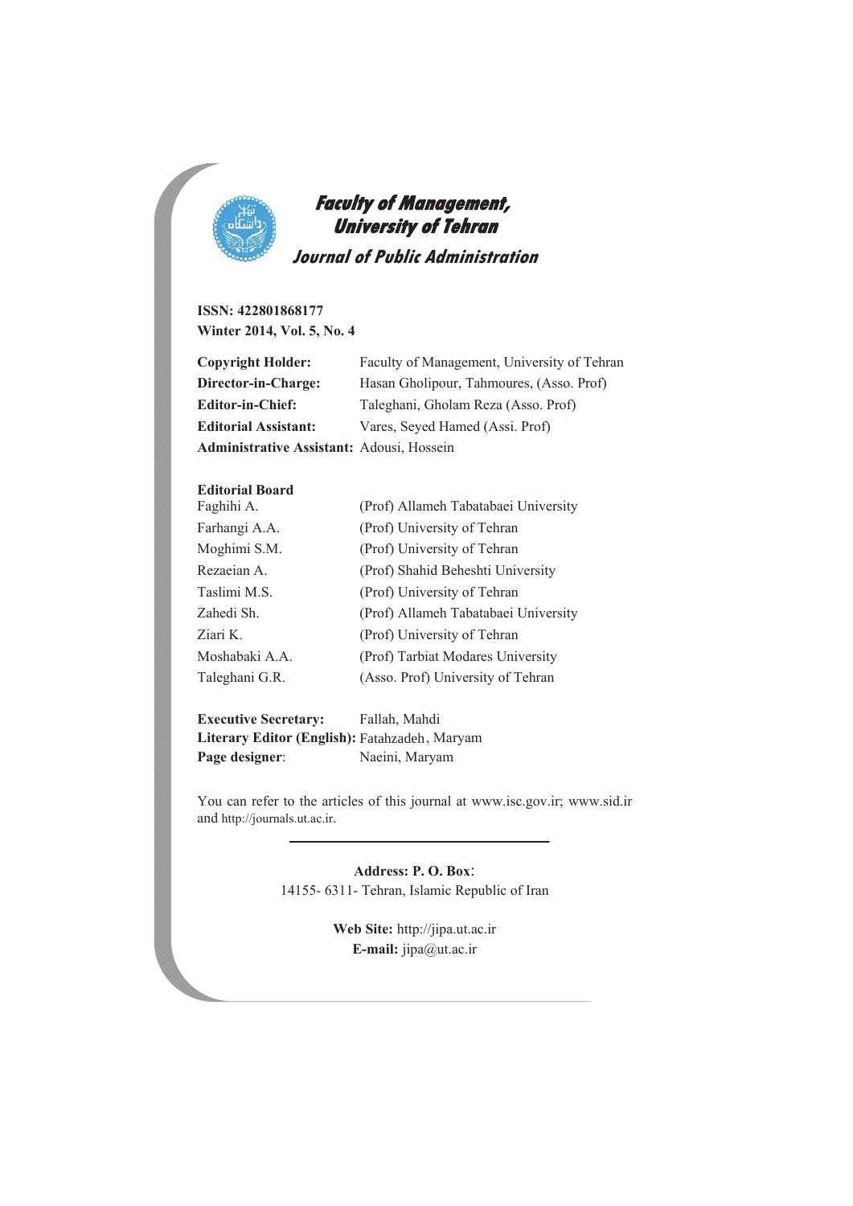# Faculty of Management, University of Tehran

## Journal of Public Administration

**ISSN: 422801868177**
**Winter 2014, Vol. 5, No. 4**

| | |
|---|---|
| **Copyright Holder:** | Faculty of Management, University of Tehran |
| **Director-in-Charge:** | Hasan Gholipour, Tahmoures, (Asso. Prof) |
| **Editor-in-Chief:** | Taleghani, Gholam Reza (Asso. Prof) |
| **Editorial Assistant:** | Vares, Seyed Hamed (Assi. Prof) |
| **Administrative Assistant:** | Adousi, Hossein |

**Editorial Board**

| | |
|---|---|
| Faghihi A. | (Prof) Allameh Tabatabaei University |
| Farhangi A.A. | (Prof) University of Tehran |
| Moghimi S.M. | (Prof) University of Tehran |
| Rezaeian A. | (Prof) Shahid Beheshti University |
| Taslimi M.S. | (Prof) University of Tehran |
| Zahedi Sh. | (Prof) Allameh Tabatabaei University |
| Ziari K. | (Prof) University of Tehran |
| Moshabaki A.A. | (Prof) Tarbiat Modares University |
| Taleghani G.R. | (Asso. Prof) University of Tehran |

| | |
|---|---|
| **Executive Secretary:** | Fallah, Mahdi |
| **Literary Editor (English):** | Fatahzadeh, Maryam |
| **Page designer**: | Naeini, Maryam |

You can refer to the articles of this journal at www.isc.gov.ir; www.sid.ir and http://journals.ut.ac.ir.

---

**Address: P. O. Box**:
14155- 6311- Tehran, Islamic Republic of Iran

**Web Site:** http://jipa.ut.ac.ir
**E-mail:** jipa@ut.ac.ir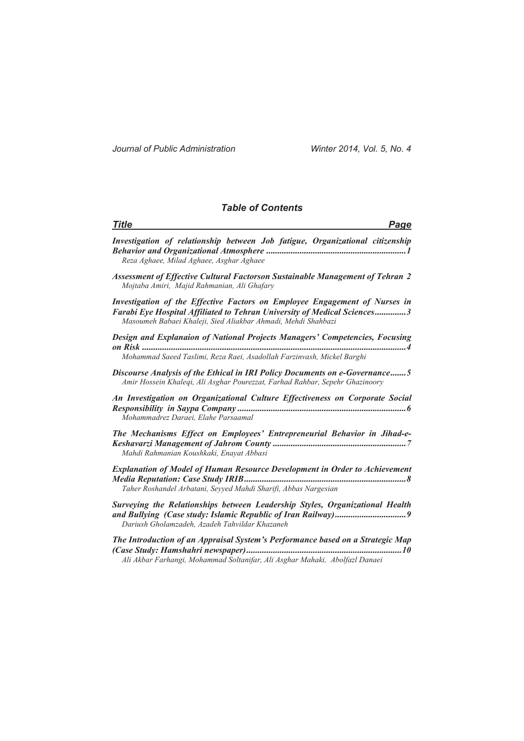## Table of Contents

| Title | Page |
| --- | --- |
| ***Investigation of relationship between Job fatigue, Organizational citizenship Behavior and Organizational Atmosphere*** <br> *Reza Aghaee, Milad Aghaee, Asghar Aghaee* | 1 |
| ***Assessment of Effective Cultural Factorson Sustainable Management of Tehran*** <br> *Mojtaba Amiri, Majid Rahmanian, Ali Ghafary* | 2 |
| ***Investigation of the Effective Factors on Employee Engagement of Nurses in Farabi Eye Hospital Affiliated to Tehran University of Medical Sciences*** <br> *Masoumeh Babaei Khaleji, Sied Aliakbar Ahmadi, Mehdi Shahbazi* | 3 |
| ***Design and Explanaion of National Projects Managers' Competencies, Focusing on Risk*** <br> *Mohammad Saeed Taslimi, Reza Raei, Asadollah Farzinvash, Mickel Barghi* | 4 |
| ***Discourse Analysis of the Ethical in IRI Policy Documents on e-Governance*** <br> *Amir Hossein Khaleqi, Ali Asghar Pourezzat, Farhad Rahbar, Sepehr Ghazinoory* | 5 |
| ***An Investigation on Organizational Culture Effectiveness on Corporate Social Responsibility in Saypa Company*** <br> *Mohammadrez Daraei, Elahe Parsaamal* | 6 |
| ***The Mechanisms Effect on Employees' Entrepreneurial Behavior in Jihad-e-Keshavarzi Management of Jahrom County*** <br> *Mahdi Rahmanian Koushkaki, Enayat Abbasi* | 7 |
| ***Explanation of Model of Human Resource Development in Order to Achievement Media Reputation: Case Study IRIB*** <br> *Taher Roshandel Arbatani, Seyyed Mahdi Sharifi, Abbas Nargesian* | 8 |
| ***Surveying the Relationships between Leadership Styles, Organizational Health and Bullying (Case study: Islamic Republic of Iran Railway)*** <br> *Dariush Gholamzadeh, Azadeh Tahvildar Khazaneh* | 9 |
| ***The Introduction of an Appraisal System's Performance based on a Strategic Map (Case Study: Hamshahri newspaper)*** <br> *Ali Akbar Farhangi, Mohammad Soltanifar, Ali Asghar Mahaki, Abolfazl Danaei* | 10 |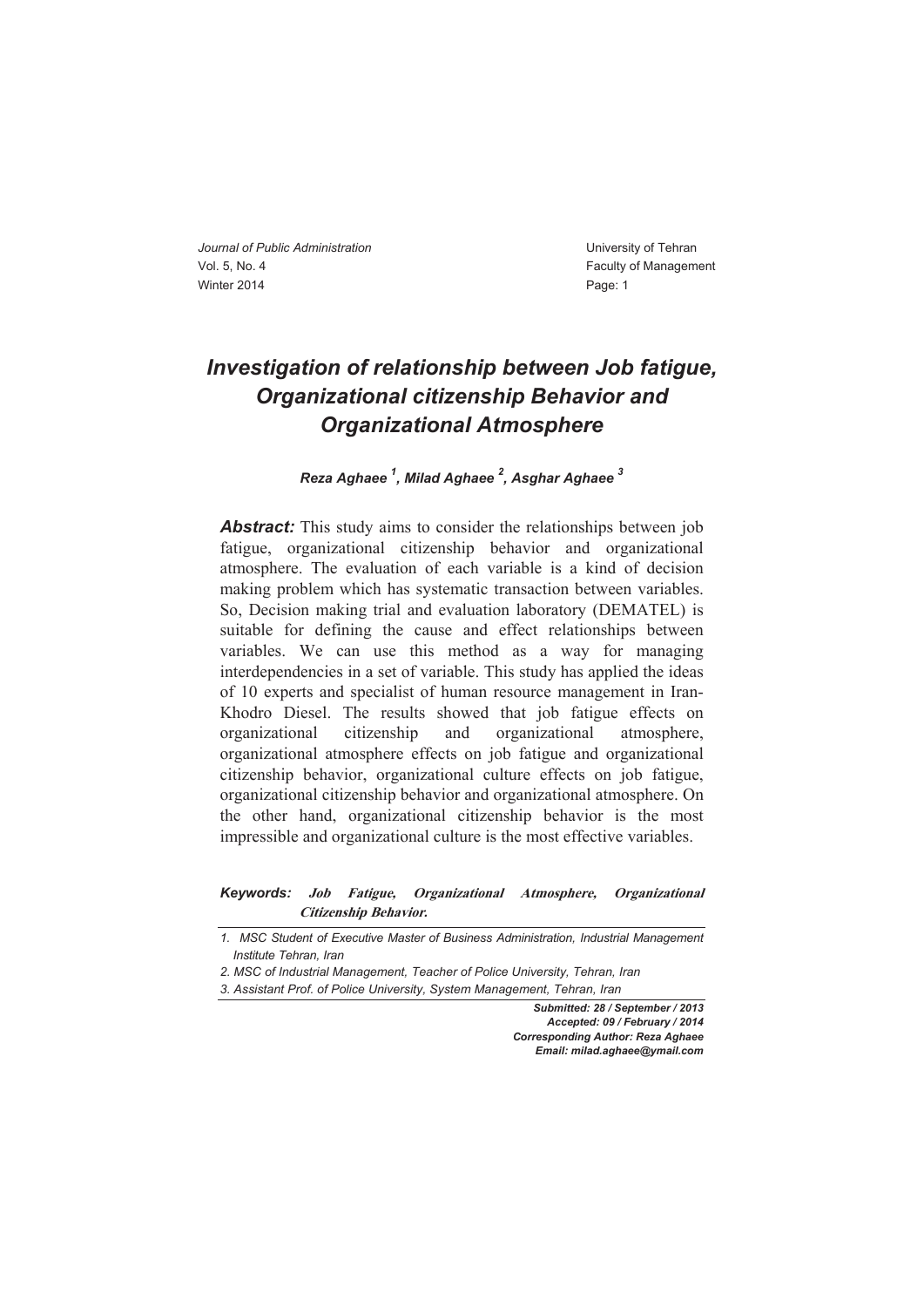# Investigation of relationship between Job fatigue, Organizational citizenship Behavior and Organizational Atmosphere

***Reza Aghaee* [1]*, Milad Aghaee* [2]*, Asghar Aghaee* [3]**

***Abstract:*** This study aims to consider the relationships between job fatigue, organizational citizenship behavior and organizational atmosphere. The evaluation of each variable is a kind of decision making problem which has systematic transaction between variables. So, Decision making trial and evaluation laboratory (DEMATEL) is suitable for defining the cause and effect relationships between variables. We can use this method as a way for managing interdependencies in a set of variable. This study has applied the ideas of 10 experts and specialist of human resource management in Iran-Khodro Diesel. The results showed that job fatigue effects on organizational citizenship and organizational atmosphere, organizational atmosphere effects on job fatigue and organizational citizenship behavior, organizational culture effects on job fatigue, organizational citizenship behavior and organizational atmosphere. On the other hand, organizational citizenship behavior is the most impressible and organizational culture is the most effective variables.

***Keywords:*** ***Job Fatigue, Organizational Atmosphere, Organizational Citizenship Behavior.***

---

*1. MSC Student of Executive Master of Business Administration, Industrial Management Institute Tehran, Iran*

*2. MSC of Industrial Management, Teacher of Police University, Tehran, Iran*

*3. Assistant Prof. of Police University, System Management, Tehran, Iran*

***Submitted: 28 / September / 2013***
***Accepted: 09 / February / 2014***
***Corresponding Author: Reza Aghaee***
***Email: milad.aghaee@ymail.com***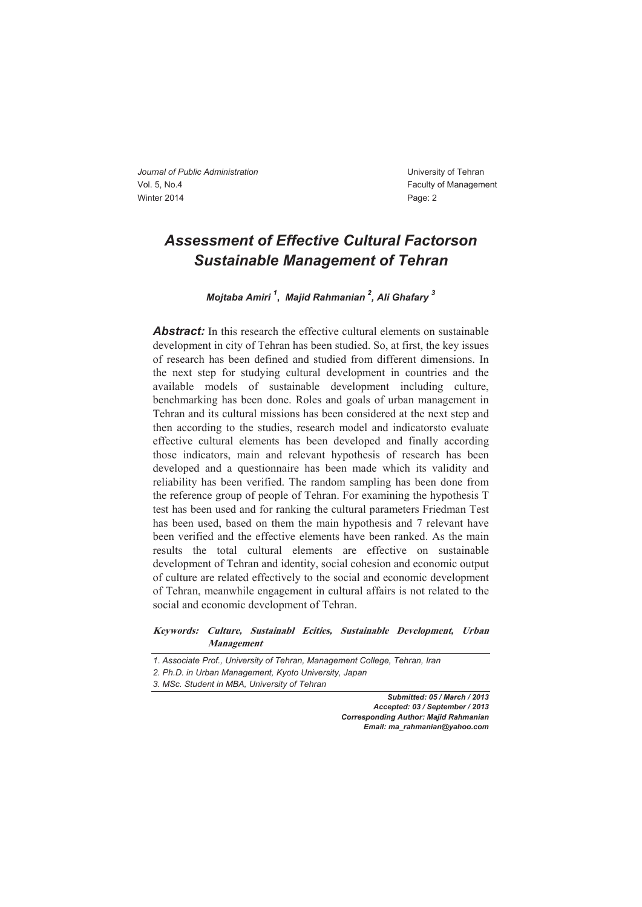# Assessment of Effective Cultural Factorson Sustainable Management of Tehran

***Mojtaba Amiri*** [1], ***Majid Rahmanian*** [2], ***Ali Ghafary*** [3]

***Abstract:*** In this research the effective cultural elements on sustainable development in city of Tehran has been studied. So, at first, the key issues of research has been defined and studied from different dimensions. In the next step for studying cultural development in countries and the available models of sustainable development including culture, benchmarking has been done. Roles and goals of urban management in Tehran and its cultural missions has been considered at the next step and then according to the studies, research model and indicatorsto evaluate effective cultural elements has been developed and finally according those indicators, main and relevant hypothesis of research has been developed and a questionnaire has been made which its validity and reliability has been verified. The random sampling has been done from the reference group of people of Tehran. For examining the hypothesis T test has been used and for ranking the cultural parameters Friedman Test has been used, based on them the main hypothesis and 7 relevant have been verified and the effective elements have been ranked. As the main results the total cultural elements are effective on sustainable development of Tehran and identity, social cohesion and economic output of culture are related effectively to the social and economic development of Tehran, meanwhile engagement in cultural affairs is not related to the social and economic development of Tehran.

***Keywords: Culture, Sustainabl Ecities, Sustainable Development, Urban Management***

---

*1. Associate Prof., University of Tehran, Management College, Tehran, Iran*

*2. Ph.D. in Urban Management, Kyoto University, Japan*

*3. MSc. Student in MBA, University of Tehran*

***Submitted: 05 / March / 2013***
***Accepted: 03 / September / 2013***
***Corresponding Author: Majid Rahmanian***
***Email: ma_rahmanian@yahoo.com***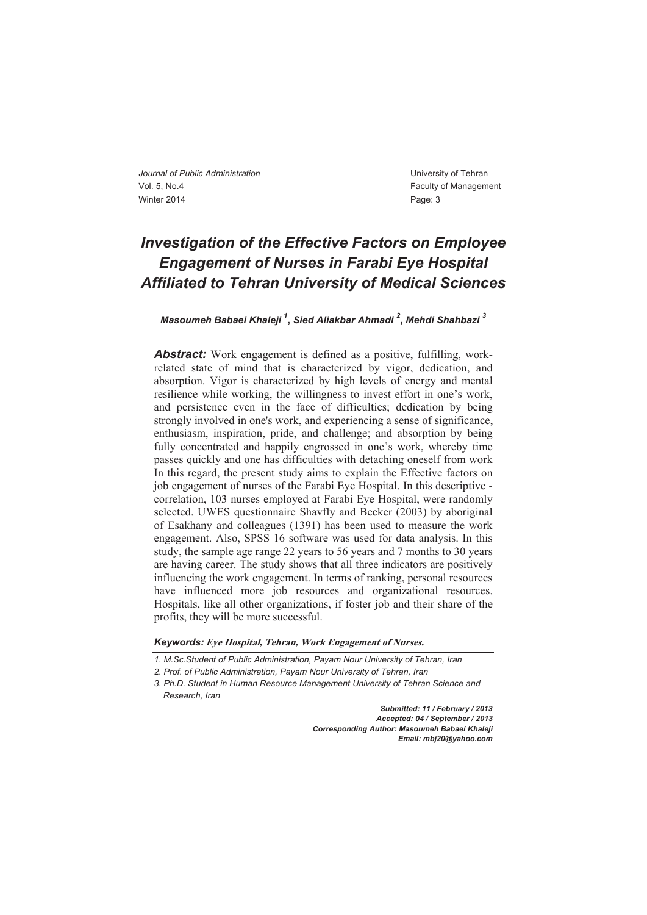# *Investigation of the Effective Factors on Employee Engagement of Nurses in Farabi Eye Hospital Affiliated to Tehran University of Medical Sciences*

***Masoumeh Babaei Khaleji* [1], *Sied Aliakbar Ahmadi* [2], *Mehdi Shahbazi* [3]**

***Abstract:*** Work engagement is defined as a positive, fulfilling, work-related state of mind that is characterized by vigor, dedication, and absorption. Vigor is characterized by high levels of energy and mental resilience while working, the willingness to invest effort in one's work, and persistence even in the face of difficulties; dedication by being strongly involved in one's work, and experiencing a sense of significance, enthusiasm, inspiration, pride, and challenge; and absorption by being fully concentrated and happily engrossed in one's work, whereby time passes quickly and one has difficulties with detaching oneself from work In this regard, the present study aims to explain the Effective factors on job engagement of nurses of the Farabi Eye Hospital. In this descriptive - correlation, 103 nurses employed at Farabi Eye Hospital, were randomly selected. UWES questionnaire Shavfly and Becker (2003) by aboriginal of Esakhany and colleagues (1391) has been used to measure the work engagement. Also, SPSS 16 software was used for data analysis. In this study, the sample age range 22 years to 56 years and 7 months to 30 years are having career. The study shows that all three indicators are positively influencing the work engagement. In terms of ranking, personal resources have influenced more job resources and organizational resources. Hospitals, like all other organizations, if foster job and their share of the profits, they will be more successful.

***Keywords:*** ***Eye Hospital, Tehran, Work Engagement of Nurses.***

---

*1. M.Sc.Student of Public Administration, Payam Nour University of Tehran, Iran*

*2. Prof. of Public Administration, Payam Nour University of Tehran, Iran*

*3. Ph.D. Student in Human Resource Management University of Tehran Science and Research, Iran*

***Submitted: 11 / February / 2013***
***Accepted: 04 / September / 2013***
***Corresponding Author: Masoumeh Babaei Khaleji***
***Email: mbj20@yahoo.com***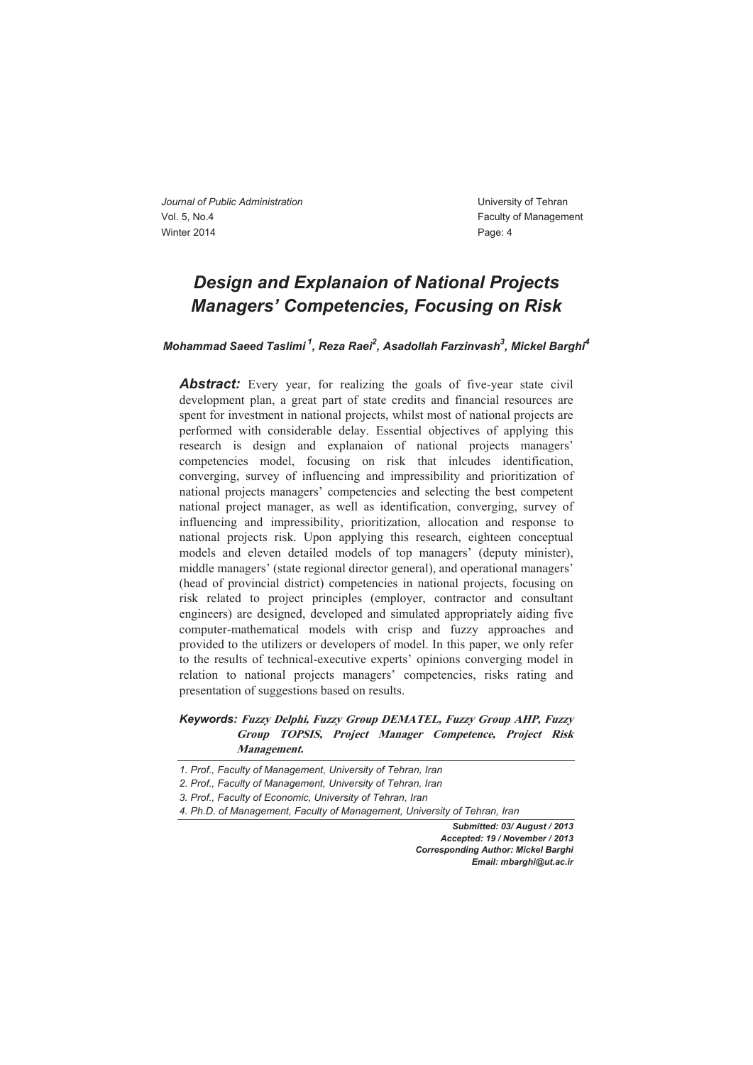# Design and Explanaion of National Projects Managers' Competencies, Focusing on Risk

*Mohammad Saeed Taslimi [1], Reza Raei[2], Asadollah Farzinvash[3], Mickel Barghi[4]*

***Abstract:*** Every year, for realizing the goals of five-year state civil development plan, a great part of state credits and financial resources are spent for investment in national projects, whilst most of national projects are performed with considerable delay. Essential objectives of applying this research is design and explanaion of national projects managers' competencies model, focusing on risk that inlcudes identification, converging, survey of influencing and impressibility and prioritization of national projects managers' competencies and selecting the best competent national project manager, as well as identification, converging, survey of influencing and impressibility, prioritization, allocation and response to national projects risk. Upon applying this research, eighteen conceptual models and eleven detailed models of top managers' (deputy minister), middle managers' (state regional director general), and operational managers' (head of provincial district) competencies in national projects, focusing on risk related to project principles (employer, contractor and consultant engineers) are designed, developed and simulated appropriately aiding five computer-mathematical models with crisp and fuzzy approaches and provided to the utilizers or developers of model. In this paper, we only refer to the results of technical-executive experts' opinions converging model in relation to national projects managers' competencies, risks rating and presentation of suggestions based on results.

***Keywords:*** ***Fuzzy Delphi, Fuzzy Group DEMATEL, Fuzzy Group AHP, Fuzzy Group TOPSIS, Project Manager Competence, Project Risk Management.***

---

*1. Prof., Faculty of Management, University of Tehran, Iran*

*2. Prof., Faculty of Management, University of Tehran, Iran*

*3. Prof., Faculty of Economic, University of Tehran, Iran*

*4. Ph.D. of Management, Faculty of Management, University of Tehran, Iran*

***Submitted: 03/ August / 2013***
***Accepted: 19 / November / 2013***
***Corresponding Author: Mickel Barghi***
***Email: mbarghi@ut.ac.ir***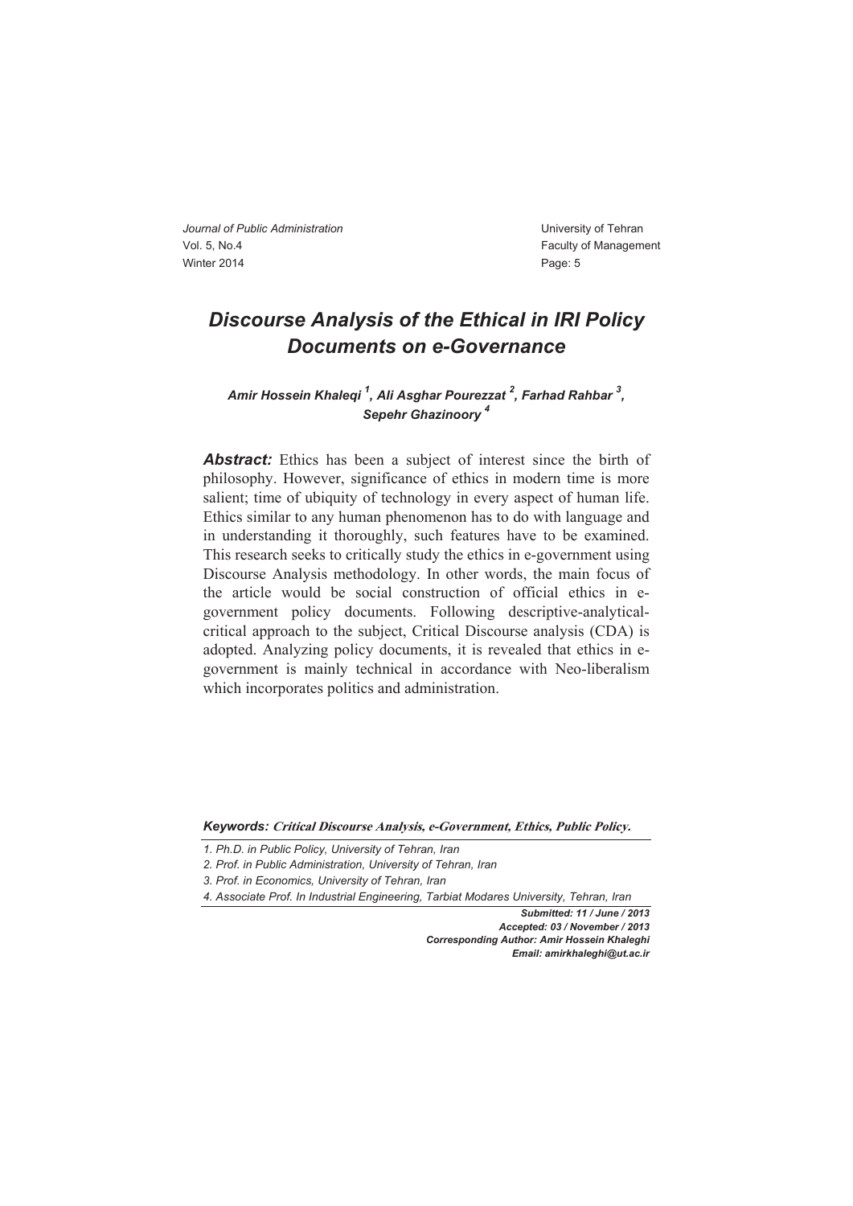# *Discourse Analysis of the Ethical in IRI Policy Documents on e-Governance*

***Amir Hossein Khaleqi*** **[1]** ***, Ali Asghar Pourezzat*** **[2]** ***, Farhad Rahbar*** **[3]** ***, Sepehr Ghazinoory*** **[4]**

***Abstract:*** Ethics has been a subject of interest since the birth of philosophy. However, significance of ethics in modern time is more salient; time of ubiquity of technology in every aspect of human life. Ethics similar to any human phenomenon has to do with language and in understanding it thoroughly, such features have to be examined. This research seeks to critically study the ethics in e-government using Discourse Analysis methodology. In other words, the main focus of the article would be social construction of official ethics in e-government policy documents. Following descriptive-analytical-critical approach to the subject, Critical Discourse analysis (CDA) is adopted. Analyzing policy documents, it is revealed that ethics in e-government is mainly technical in accordance with Neo-liberalism which incorporates politics and administration.

***Keywords:*** ***Critical Discourse Analysis, e-Government, Ethics, Public Policy.***

*1. Ph.D. in Public Policy, University of Tehran, Iran*

*2. Prof. in Public Administration, University of Tehran, Iran*

*3. Prof. in Economics, University of Tehran, Iran*

*4. Associate Prof. In Industrial Engineering, Tarbiat Modares University, Tehran, Iran*

***Submitted: 11 / June / 2013***
***Accepted: 03 / November / 2013***
***Corresponding Author: Amir Hossein Khaleghi***
***Email: amirkhaleghi@ut.ac.ir***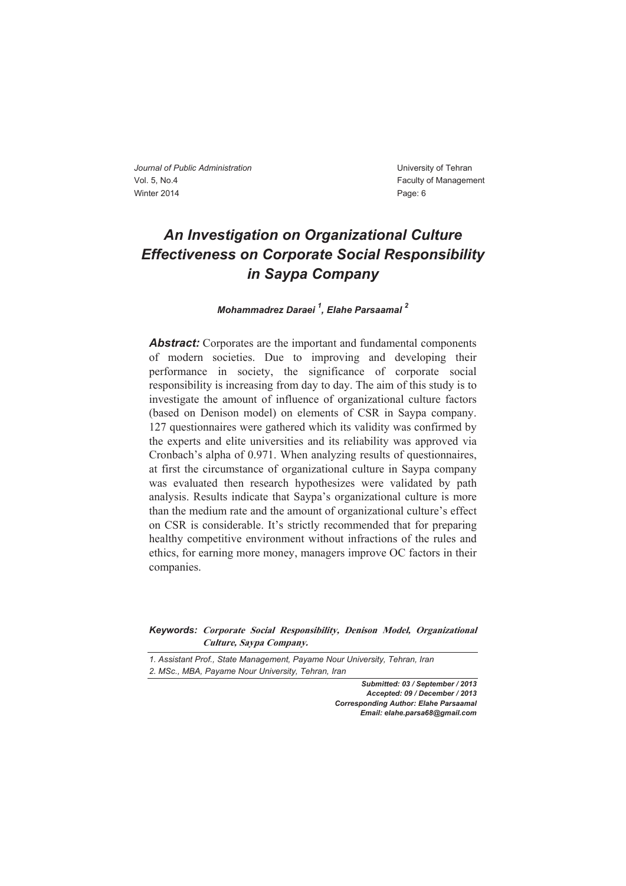# An Investigation on Organizational Culture Effectiveness on Corporate Social Responsibility in Saypa Company

***Mohammadrez Daraei*** [1]***, Elahe Parsaamal*** [2]

***Abstract:*** Corporates are the important and fundamental components of modern societies. Due to improving and developing their performance in society, the significance of corporate social responsibility is increasing from day to day. The aim of this study is to investigate the amount of influence of organizational culture factors (based on Denison model) on elements of CSR in Saypa company. 127 questionnaires were gathered which its validity was confirmed by the experts and elite universities and its reliability was approved via Cronbach's alpha of 0.971. When analyzing results of questionnaires, at first the circumstance of organizational culture in Saypa company was evaluated then research hypothesizes were validated by path analysis. Results indicate that Saypa's organizational culture is more than the medium rate and the amount of organizational culture's effect on CSR is considerable. It's strictly recommended that for preparing healthy competitive environment without infractions of the rules and ethics, for earning more money, managers improve OC factors in their companies.

***Keywords:*** ***Corporate Social Responsibility, Denison Model, Organizational Culture, Saypa Company.***

---

*1. Assistant Prof., State Management, Payame Nour University, Tehran, Iran*
*2. MSc., MBA, Payame Nour University, Tehran, Iran*

***Submitted: 03 / September / 2013***
***Accepted: 09 / December / 2013***
***Corresponding Author: Elahe Parsaamal***
***Email: elahe.parsa68@gmail.com***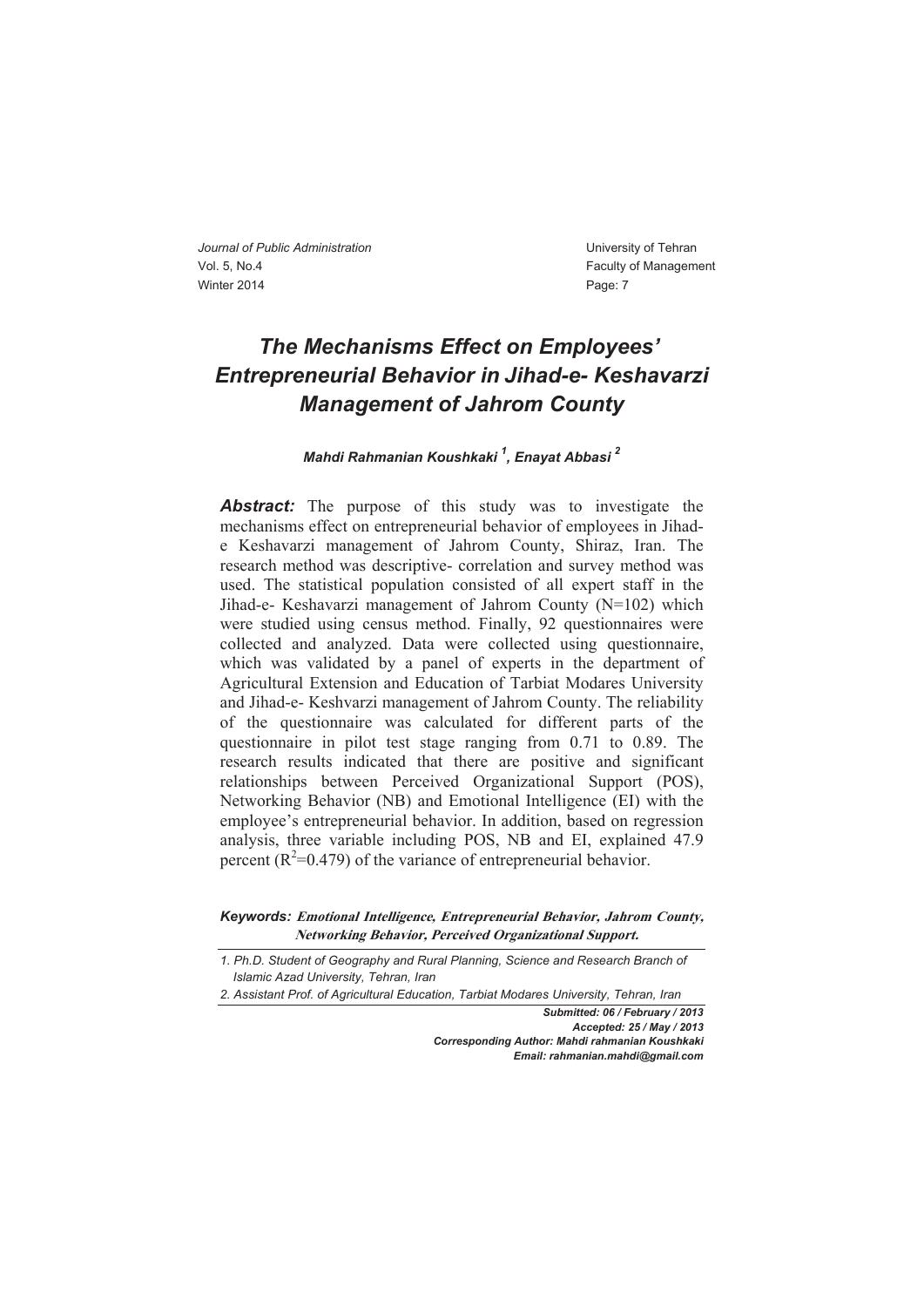# The Mechanisms Effect on Employees' Entrepreneurial Behavior in Jihad-e- Keshavarzi Management of Jahrom County

***Mahdi Rahmanian Koushkaki*** [1]***, Enayat Abbasi*** [2]

***Abstract:*** The purpose of this study was to investigate the mechanisms effect on entrepreneurial behavior of employees in Jihad-e Keshavarzi management of Jahrom County, Shiraz, Iran. The research method was descriptive- correlation and survey method was used. The statistical population consisted of all expert staff in the Jihad-e- Keshavarzi management of Jahrom County (N=102) which were studied using census method. Finally, 92 questionnaires were collected and analyzed. Data were collected using questionnaire, which was validated by a panel of experts in the department of Agricultural Extension and Education of Tarbiat Modares University and Jihad-e- Keshvarzi management of Jahrom County. The reliability of the questionnaire was calculated for different parts of the questionnaire in pilot test stage ranging from 0.71 to 0.89. The research results indicated that there are positive and significant relationships between Perceived Organizational Support (POS), Networking Behavior (NB) and Emotional Intelligence (EI) with the employee's entrepreneurial behavior. In addition, based on regression analysis, three variable including POS, NB and EI, explained 47.9 percent ($R^2$=0.479) of the variance of entrepreneurial behavior.

***Keywords:*** ***Emotional Intelligence, Entrepreneurial Behavior, Jahrom County, Networking Behavior, Perceived Organizational Support.***

---

*1. Ph.D. Student of Geography and Rural Planning, Science and Research Branch of Islamic Azad University, Tehran, Iran*

*2. Assistant Prof. of Agricultural Education, Tarbiat Modares University, Tehran, Iran*

***Submitted: 06 / February / 2013***
***Accepted: 25 / May / 2013***
***Corresponding Author: Mahdi rahmanian Koushkaki***
***Email: rahmanian.mahdi@gmail.com***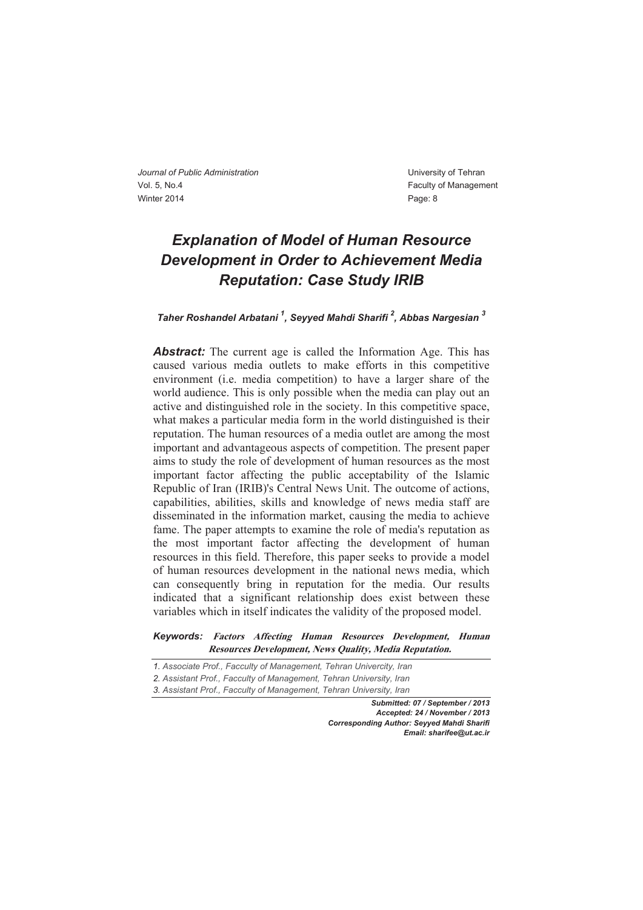# *Explanation of Model of Human Resource Development in Order to Achievement Media Reputation: Case Study IRIB*

*Taher Roshandel Arbatani [1], Seyyed Mahdi Sharifi [2], Abbas Nargesian [3]*

***Abstract:*** The current age is called the Information Age. This has caused various media outlets to make efforts in this competitive environment (i.e. media competition) to have a larger share of the world audience. This is only possible when the media can play out an active and distinguished role in the society. In this competitive space, what makes a particular media form in the world distinguished is their reputation. The human resources of a media outlet are among the most important and advantageous aspects of competition. The present paper aims to study the role of development of human resources as the most important factor affecting the public acceptability of the Islamic Republic of Iran (IRIB)'s Central News Unit. The outcome of actions, capabilities, abilities, skills and knowledge of news media staff are disseminated in the information market, causing the media to achieve fame. The paper attempts to examine the role of media's reputation as the most important factor affecting the development of human resources in this field. Therefore, this paper seeks to provide a model of human resources development in the national news media, which can consequently bring in reputation for the media. Our results indicated that a significant relationship does exist between these variables which in itself indicates the validity of the proposed model.

***Keywords:*** ***Factors Affecting Human Resources Development, Human Resources Development, News Quality, Media Reputation.***

---

*1. Associate Prof., Facculty of Management, Tehran Univercity, Iran*

*2. Assistant Prof., Facculty of Management, Tehran University, Iran*

*3. Assistant Prof., Facculty of Management, Tehran University, Iran*

***Submitted: 07 / September / 2013***
***Accepted: 24 / November / 2013***
***Corresponding Author: Seyyed Mahdi Sharifi***
***Email: sharifee@ut.ac.ir***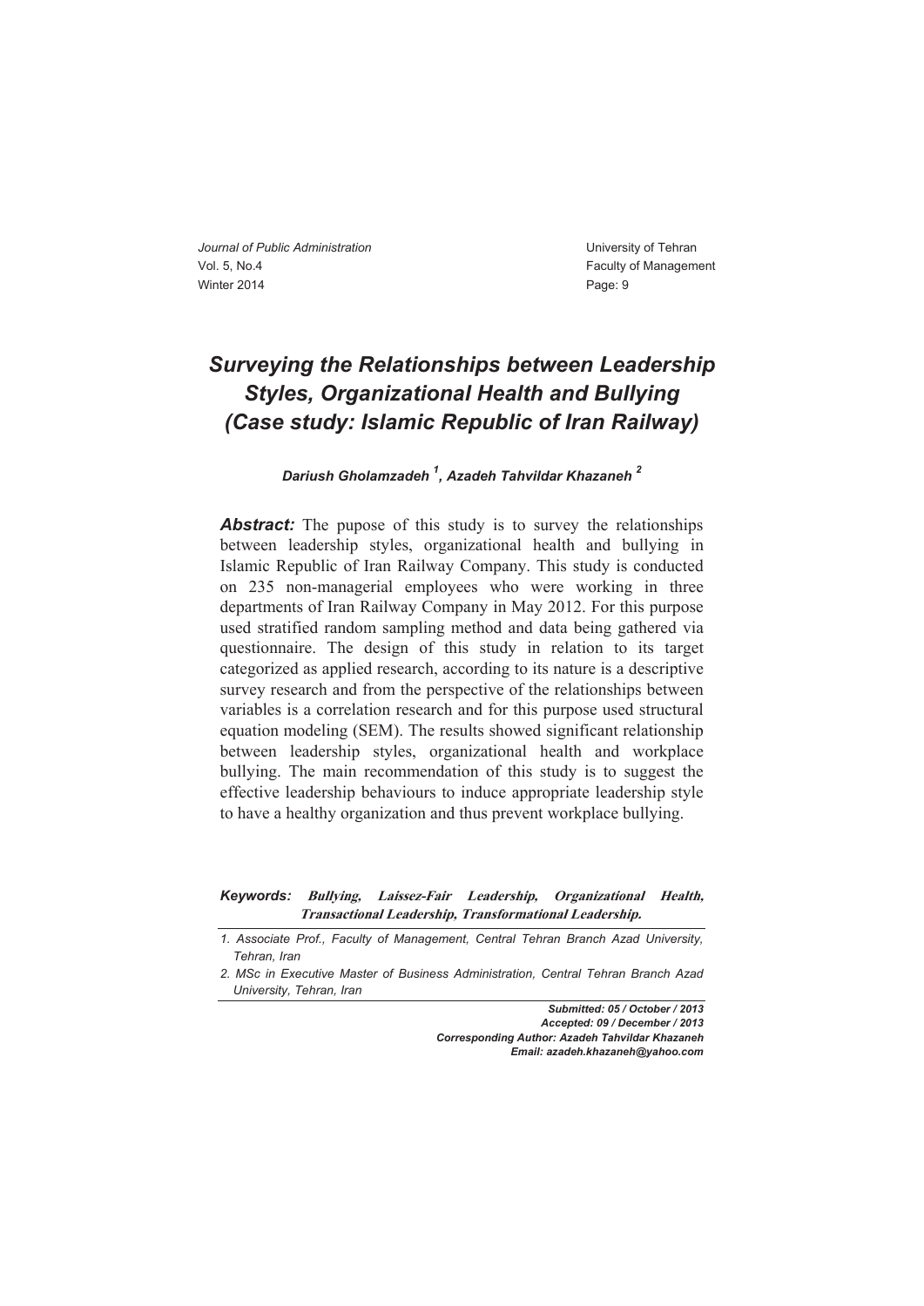# *Surveying the Relationships between Leadership Styles, Organizational Health and Bullying (Case study: Islamic Republic of Iran Railway)*

***Dariush Gholamzadeh*** [1], ***Azadeh Tahvildar Khazaneh*** [2]

***Abstract:*** The pupose of this study is to survey the relationships between leadership styles, organizational health and bullying in Islamic Republic of Iran Railway Company. This study is conducted on 235 non-managerial employees who were working in three departments of Iran Railway Company in May 2012. For this purpose used stratified random sampling method and data being gathered via questionnaire. The design of this study in relation to its target categorized as applied research, according to its nature is a descriptive survey research and from the perspective of the relationships between variables is a correlation research and for this purpose used structural equation modeling (SEM). The results showed significant relationship between leadership styles, organizational health and workplace bullying. The main recommendation of this study is to suggest the effective leadership behaviours to induce appropriate leadership style to have a healthy organization and thus prevent workplace bullying.

***Keywords:*** ***Bullying, Laissez-Fair Leadership, Organizational Health, Transactional Leadership, Transformational Leadership.***

---

*1. Associate Prof., Faculty of Management, Central Tehran Branch Azad University, Tehran, Iran*

*2. MSc in Executive Master of Business Administration, Central Tehran Branch Azad University, Tehran, Iran*

***Submitted: 05 / October / 2013***
***Accepted: 09 / December / 2013***
***Corresponding Author: Azadeh Tahvildar Khazaneh***
***Email: azadeh.khazaneh@yahoo.com***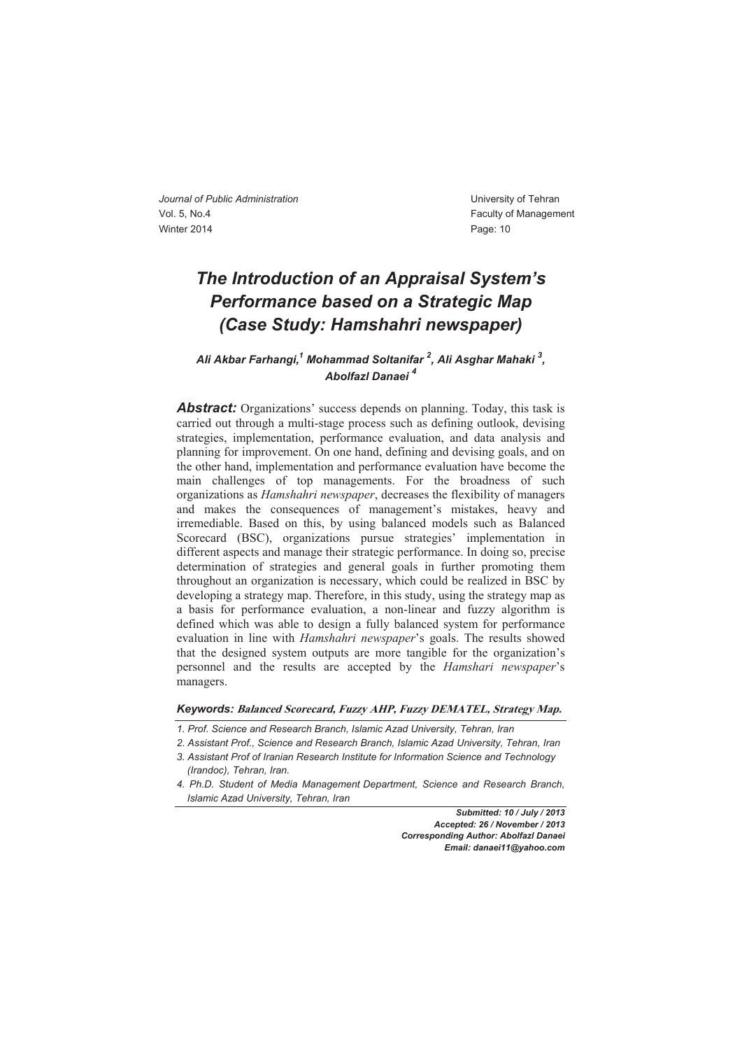# *The Introduction of an Appraisal System's Performance based on a Strategic Map (Case Study: Hamshahri newspaper)*

***Ali Akbar Farhangi,[1] Mohammad Soltanifar [2], Ali Asghar Mahaki [3], Abolfazl Danaei [4]***

***Abstract:*** Organizations' success depends on planning. Today, this task is carried out through a multi-stage process such as defining outlook, devising strategies, implementation, performance evaluation, and data analysis and planning for improvement. On one hand, defining and devising goals, and on the other hand, implementation and performance evaluation have become the main challenges of top managements. For the broadness of such organizations as *Hamshahri newspaper*, decreases the flexibility of managers and makes the consequences of management's mistakes, heavy and irremediable. Based on this, by using balanced models such as Balanced Scorecard (BSC), organizations pursue strategies' implementation in different aspects and manage their strategic performance. In doing so, precise determination of strategies and general goals in further promoting them throughout an organization is necessary, which could be realized in BSC by developing a strategy map. Therefore, in this study, using the strategy map as a basis for performance evaluation, a non-linear and fuzzy algorithm is defined which was able to design a fully balanced system for performance evaluation in line with *Hamshahri newspaper*'s goals. The results showed that the designed system outputs are more tangible for the organization's personnel and the results are accepted by the *Hamshari newspaper*'s managers.

***Keywords:*** **Balanced Scorecard, Fuzzy AHP, Fuzzy DEMATEL, Strategy Map.**

*1. Prof. Science and Research Branch, Islamic Azad University, Tehran, Iran*

*2. Assistant Prof., Science and Research Branch, Islamic Azad University, Tehran, Iran*

*3. Assistant Prof of Iranian Research Institute for Information Science and Technology (Irandoc), Tehran, Iran.*

*4. Ph.D. Student of Media Management Department, Science and Research Branch, Islamic Azad University, Tehran, Iran*

***Submitted: 10 / July / 2013***
***Accepted: 26 / November / 2013***
***Corresponding Author: Abolfazl Danaei***
***Email: danaei11@yahoo.com***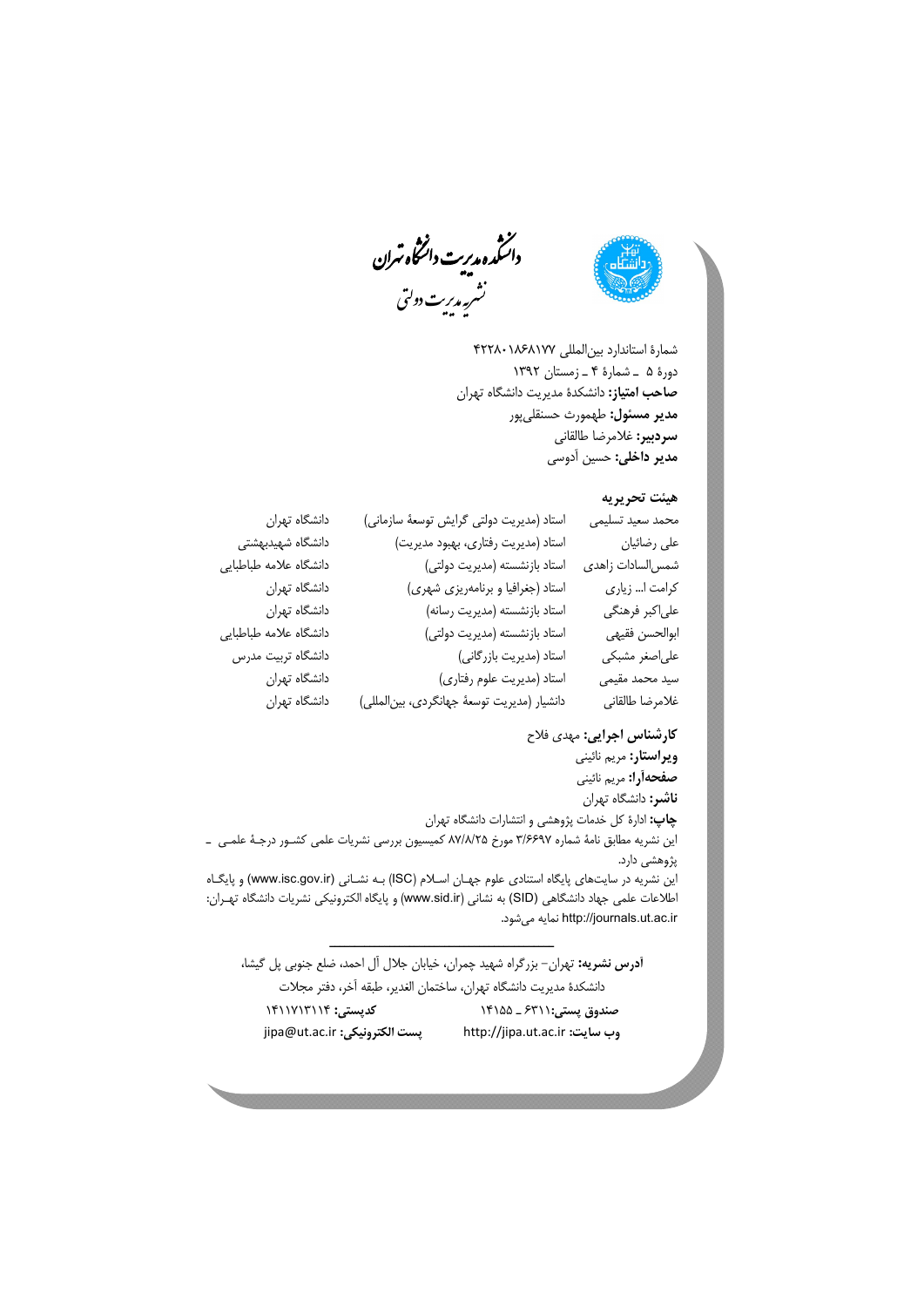# دانشکده مدیریت دانشگاه تهران

## نشریه مدیریت دولتی

شمارهٔ استاندارد بین‌المللی ۱۸۶۸۱۷۷-۴۲۲۸۰

دورهٔ ۵ ـ شمارهٔ ۴ ـ زمستان ۱۳۹۲

**صاحب امتیاز:** دانشکدهٔ مدیریت دانشگاه تهران

**مدیر مسئول:** طهمورث حسنقلی‌پور

**سردبیر:** غلامرضا طالقانی

**مدیر داخلی:** حسین آدوسی

### هیئت تحریریه

| | | |
|---|---|---|
| محمد سعید تسلیمی | استاد (مدیریت دولتی گرایش توسعهٔ سازمانی) | دانشگاه تهران |
| علی رضائیان | استاد (مدیریت رفتاری، بهبود مدیریت) | دانشگاه شهیدبهشتی |
| شمس‌السادات زاهدی | استاد بازنشسته (مدیریت دولتی) | دانشگاه علامه طباطبایی |
| کرامت ا... زیاری | استاد (جغرافیا و برنامه‌ریزی شهری) | دانشگاه تهران |
| علی‌اکبر فرهنگی | استاد بازنشسته (مدیریت رسانه) | دانشگاه تهران |
| ابوالحسن فقیهی | استاد بازنشسته (مدیریت دولتی) | دانشگاه علامه طباطبایی |
| علی‌اصغر مشبکی | استاد (مدیریت بازرگانی) | دانشگاه تربیت مدرس |
| سید محمد مقیمی | استاد (مدیریت علوم رفتاری) | دانشگاه تهران |
| غلامرضا طالقانی | دانشیار (مدیریت توسعهٔ جهانگردی، بین‌المللی) | دانشگاه تهران |

**کارشناس اجرایی:** مهدی فلاح

**ویراستار:** مریم نائینی

**صفحه‌آرا:** مریم نائینی

**ناشر:** دانشگاه تهران

**چاپ:** ادارهٔ کل خدمات پژوهشی و انتشارات دانشگاه تهران

این نشریه مطابق نامهٔ شماره ۳/۶۶۹۷ مورخ ۸۷/۸/۲۵ کمیسیون بررسی نشریات علمی کشور درجهٔ علمی ـ پژوهشی دارد.

این نشریه در سایت‌های پایگاه استنادی علوم جهان اسلام (ISC) به نشانی (www.isc.gov.ir) و پایگاه اطلاعات علمی جهاد دانشگاهی (SID) به نشانی (www.sid.ir) و پایگاه الکترونیکی نشریات دانشگاه تهران: http://journals.ut.ac.ir نمایه می‌شود.

---

**آدرس نشریه:** تهران– بزرگراه شهید چمران، خیابان جلال آل احمد، ضلع جنوبی پل گیشا، دانشکدهٔ مدیریت دانشگاه تهران، ساختمان الغدیر، طبقه آخر، دفتر مجلات

**صندوق پستی:** ۶۳۱۱ ـ ۱۴۱۵۵ &nbsp;&nbsp;&nbsp; **کدپستی:** ۱۴۱۱۷۱۳۱۱۴

**وب سایت:** http://jipa.ut.ac.ir &nbsp;&nbsp;&nbsp; **پست الکترونیکی:** jipa@ut.ac.ir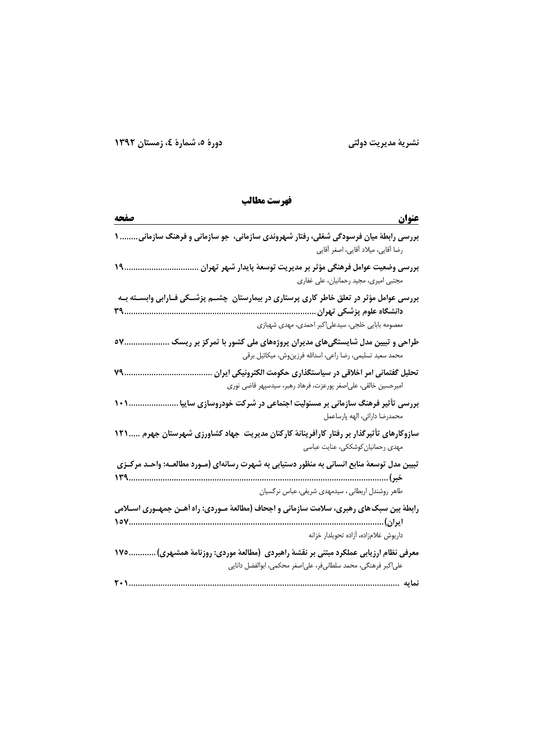نشریهٔ مدیریت دولتی    دورهٔ ۵، شمارهٔ ٤، زمستان ۱۳۹۲

## فهرست مطالب

| عنوان | صفحه |
| --- | --- |
| **بررسی رابطهٔ میان فرسودگی شغلی، رفتار شهروندی سازمانی، جو سازمانی و فرهنگ سازمانی**<br>رضا آقایی، میلاد آقایی، اصغر آقایی | ۱ |
| **بررسی وضعیت عوامل فرهنگی مؤثر بر مدیریت توسعهٔ پایدار شهر تهران**<br>مجتبی امیری، مجید رحمانیان، علی غفاری | ۱۹ |
| **بررسی عوامل مؤثر در تعلق خاطر کاری پرستاری در بیمارستان چشم پزشکی فارابی وابسته به دانشگاه علوم پزشکی تهران**<br>معصومه بابایی خلجی، سیدعلی‌اکبر احمدی، مهدی شهبازی | ۳۹ |
| **طراحی و تبیین مدل شایستگی‌های مدیران پروژه‌های ملی کشور با تمرکز بر ریسک**<br>محمد سعید تسلیمی، رضا راعی، اسدالله فرزین‌وش، میکائیل برقی | ۵۷ |
| **تحلیل گفتمانی امر اخلاقی در سیاستگذاری حکومت الکترونیکی ایران**<br>امیرحسین خالقی، علی‌اصغر پورعزت، فرهاد رهبر، سیدسپهر قاضی نوری | ۷۹ |
| **بررسی تأثیر فرهنگ سازمانی بر مسئولیت اجتماعی در شرکت خودروسازی سایپا**<br>محمدرضا دارائی، الهه پارساعمل | ۱۰۱ |
| **سازوکارهای تأثیرگذار بر رفتار کارآفرینانهٔ کارکنان مدیریت جهاد کشاورزی شهرستان جهرم**<br>مهدی رحمانیان‌کوشککی، عنایت عباسی | ۱۲۱ |
| **تبیین مدل توسعهٔ منابع انسانی به منظور دستیابی به شهرت رسانه‌ای (مورد مطالعه: واحد مرکزی خبر)**<br>طاهر روشندل اربطانی، سیدمهدی شریفی، عباس نرگسیان | ۱۳۹ |
| **رابطهٔ بین سبک‌های رهبری، سلامت سازمانی و اجحاف (مطالعهٔ موردی: راه آهن جمهوری اسلامی ایران)**<br>داریوش غلامزاده، آزاده تحویلدار خزانه | ۱۵۷ |
| **معرفی نظام ارزیابی عملکرد مبتنی بر نقشهٔ راهبردی (مطالعهٔ موردی: روزنامهٔ همشهری)**<br>علی‌اکبر فرهنگی، محمد سلطانی‌فر، علی‌اصغر محکمی، ابوالفضل دانایی | ۱۷۵ |
| **نمایه** | ۲۰۱ |